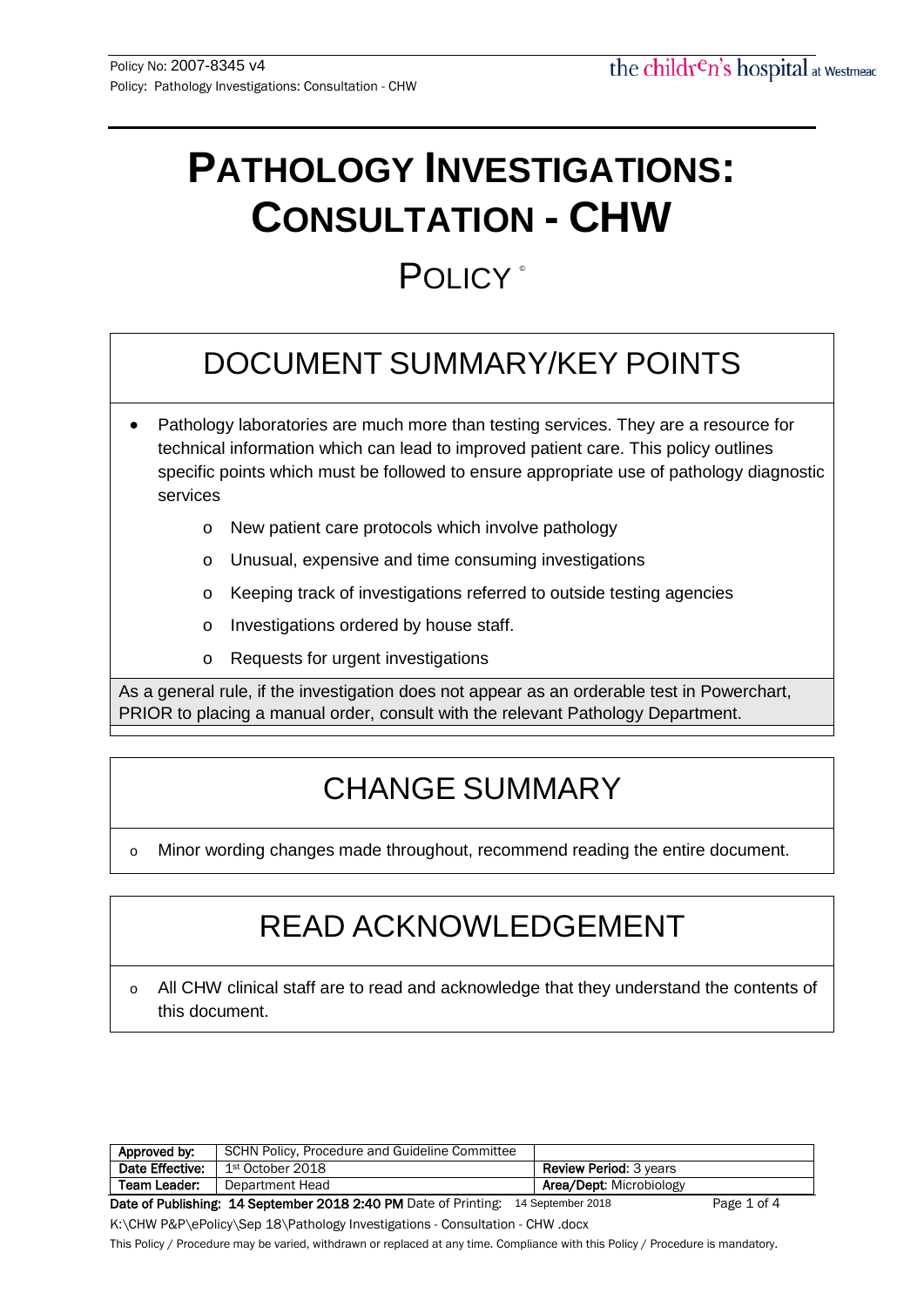# PATHOLOGY INVESTIGATIONS: CONSULTATION - CHW

## POLICY ©

## DOCUMENT SUMMARY/KEY POINTS

- Pathology laboratories are much more than testing services. They are a resource for technical information which can lead to improved patient care. This policy outlines specific points which must be followed to ensure appropriate use of pathology diagnostic services
  - New patient care protocols which involve pathology
  - Unusual, expensive and time consuming investigations
  - Keeping track of investigations referred to outside testing agencies
  - Investigations ordered by house staff.
  - Requests for urgent investigations

As a general rule, if the investigation does not appear as an orderable test in Powerchart, PRIOR to placing a manual order, consult with the relevant Pathology Department.

## CHANGE SUMMARY

- Minor wording changes made throughout, recommend reading the entire document.

## READ ACKNOWLEDGEMENT

- All CHW clinical staff are to read and acknowledge that they understand the contents of this document.

| | | |
|---|---|---|
| **Approved by:** | SCHN Policy, Procedure and Guideline Committee | |
| **Date Effective:** | 1st October 2018 | **Review Period**: 3 years |
| **Team Leader:** | Department Head | **Area/Dept**: Microbiology |

**Date of Publishing: 14 September 2018 2:40 PM** Date of Printing: 14 September 2018

K:\CHW P&P\ePolicy\Sep 18\Pathology Investigations - Consultation - CHW .docx

This Policy / Procedure may be varied, withdrawn or replaced at any time. Compliance with this Policy / Procedure is mandatory.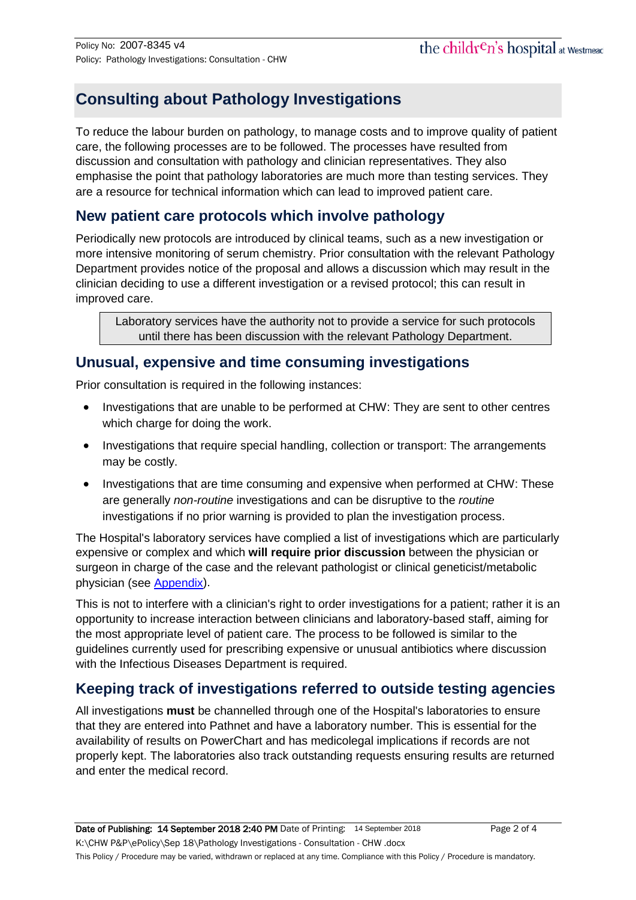# Consulting about Pathology Investigations

To reduce the labour burden on pathology, to manage costs and to improve quality of patient care, the following processes are to be followed. The processes have resulted from discussion and consultation with pathology and clinician representatives. They also emphasise the point that pathology laboratories are much more than testing services. They are a resource for technical information which can lead to improved patient care.

## New patient care protocols which involve pathology

Periodically new protocols are introduced by clinical teams, such as a new investigation or more intensive monitoring of serum chemistry. Prior consultation with the relevant Pathology Department provides notice of the proposal and allows a discussion which may result in the clinician deciding to use a different investigation or a revised protocol; this can result in improved care.

> Laboratory services have the authority not to provide a service for such protocols until there has been discussion with the relevant Pathology Department.

## Unusual, expensive and time consuming investigations

Prior consultation is required in the following instances:

- Investigations that are unable to be performed at CHW: They are sent to other centres which charge for doing the work.
- Investigations that require special handling, collection or transport: The arrangements may be costly.
- Investigations that are time consuming and expensive when performed at CHW: These are generally *non-routine* investigations and can be disruptive to the *routine* investigations if no prior warning is provided to plan the investigation process.

The Hospital's laboratory services have complied a list of investigations which are particularly expensive or complex and which **will require prior discussion** between the physician or surgeon in charge of the case and the relevant pathologist or clinical geneticist/metabolic physician (see Appendix).

This is not to interfere with a clinician's right to order investigations for a patient; rather it is an opportunity to increase interaction between clinicians and laboratory-based staff, aiming for the most appropriate level of patient care. The process to be followed is similar to the guidelines currently used for prescribing expensive or unusual antibiotics where discussion with the Infectious Diseases Department is required.

## Keeping track of investigations referred to outside testing agencies

All investigations **must** be channelled through one of the Hospital's laboratories to ensure that they are entered into Pathnet and have a laboratory number. This is essential for the availability of results on PowerChart and has medicolegal implications if records are not properly kept. The laboratories also track outstanding requests ensuring results are returned and enter the medical record.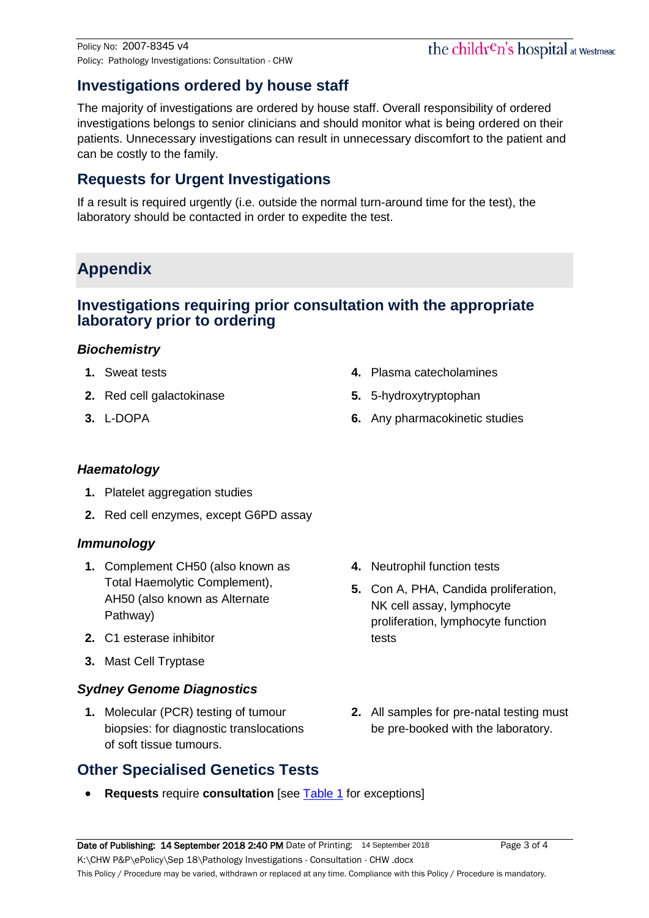## Investigations ordered by house staff

The majority of investigations are ordered by house staff. Overall responsibility of ordered investigations belongs to senior clinicians and should monitor what is being ordered on their patients. Unnecessary investigations can result in unnecessary discomfort to the patient and can be costly to the family.

## Requests for Urgent Investigations

If a result is required urgently (i.e. outside the normal turn-around time for the test), the laboratory should be contacted in order to expedite the test.

# Appendix

## Investigations requiring prior consultation with the appropriate laboratory prior to ordering

### *Biochemistry*

1. Sweat tests
2. Red cell galactokinase
3. L-DOPA
4. Plasma catecholamines
5. 5-hydroxytryptophan
6. Any pharmacokinetic studies

### *Haematology*

1. Platelet aggregation studies
2. Red cell enzymes, except G6PD assay

### *Immunology*

1. Complement CH50 (also known as Total Haemolytic Complement), AH50 (also known as Alternate Pathway)
2. C1 esterase inhibitor
3. Mast Cell Tryptase
4. Neutrophil function tests
5. Con A, PHA, Candida proliferation, NK cell assay, lymphocyte proliferation, lymphocyte function tests

### *Sydney Genome Diagnostics*

1. Molecular (PCR) testing of tumour biopsies: for diagnostic translocations of soft tissue tumours.
2. All samples for pre-natal testing must be pre-booked with the laboratory.

## Other Specialised Genetics Tests

- **Requests** require **consultation** [see Table 1 for exceptions]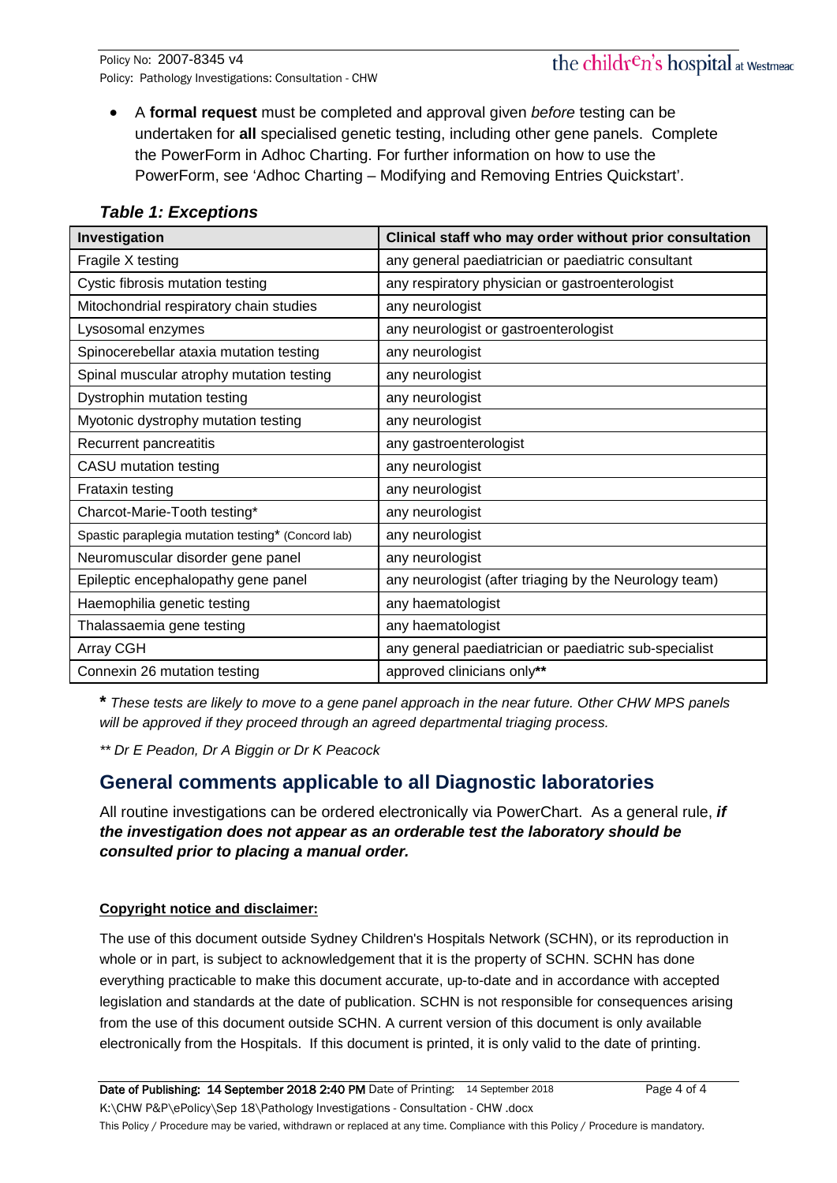- A **formal request** must be completed and approval given *before* testing can be undertaken for **all** specialised genetic testing, including other gene panels. Complete the PowerForm in Adhoc Charting. For further information on how to use the PowerForm, see 'Adhoc Charting – Modifying and Removing Entries Quickstart'.

### *Table 1: Exceptions*

| Investigation | Clinical staff who may order without prior consultation |
|---|---|
| Fragile X testing | any general paediatrician or paediatric consultant |
| Cystic fibrosis mutation testing | any respiratory physician or gastroenterologist |
| Mitochondrial respiratory chain studies | any neurologist |
| Lysosomal enzymes | any neurologist or gastroenterologist |
| Spinocerebellar ataxia mutation testing | any neurologist |
| Spinal muscular atrophy mutation testing | any neurologist |
| Dystrophin mutation testing | any neurologist |
| Myotonic dystrophy mutation testing | any neurologist |
| Recurrent pancreatitis | any gastroenterologist |
| CASU mutation testing | any neurologist |
| Frataxin testing | any neurologist |
| Charcot-Marie-Tooth testing* | any neurologist |
| Spastic paraplegia mutation testing* (Concord lab) | any neurologist |
| Neuromuscular disorder gene panel | any neurologist |
| Epileptic encephalopathy gene panel | any neurologist (after triaging by the Neurology team) |
| Haemophilia genetic testing | any haematologist |
| Thalassaemia gene testing | any haematologist |
| Array CGH | any general paediatrician or paediatric sub-specialist |
| Connexin 26 mutation testing | approved clinicians only** |

**\*** *These tests are likely to move to a gene panel approach in the near future. Other CHW MPS panels will be approved if they proceed through an agreed departmental triaging process.*

*\*\* Dr E Peadon, Dr A Biggin or Dr K Peacock*

## General comments applicable to all Diagnostic laboratories

All routine investigations can be ordered electronically via PowerChart. As a general rule, ***if the investigation does not appear as an orderable test the laboratory should be consulted prior to placing a manual order.***

**Copyright notice and disclaimer:**

The use of this document outside Sydney Children's Hospitals Network (SCHN), or its reproduction in whole or in part, is subject to acknowledgement that it is the property of SCHN. SCHN has done everything practicable to make this document accurate, up-to-date and in accordance with accepted legislation and standards at the date of publication. SCHN is not responsible for consequences arising from the use of this document outside SCHN. A current version of this document is only available electronically from the Hospitals. If this document is printed, it is only valid to the date of printing.